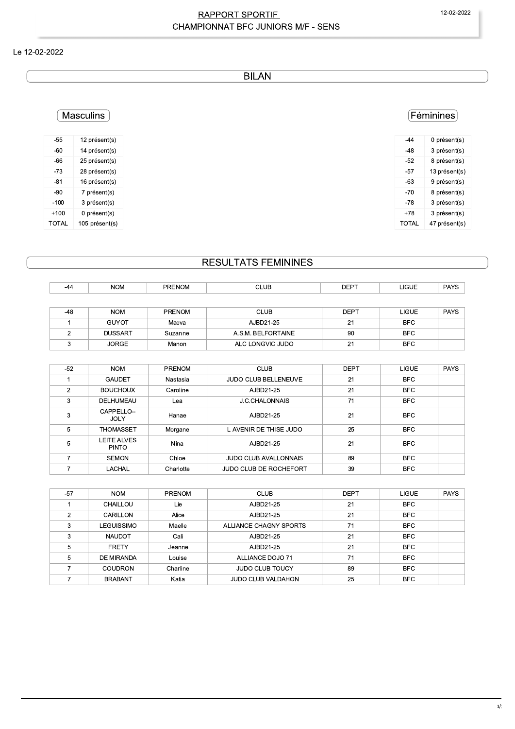# RAPPORT SPORTIF

## CHAMPIONNAT BFC JUNIORS M/F - SENS

Le 12-02-2022

## BILAN

### Masculins

| | |
|---|---|
| -55 | 12 présent(s) |
| -60 | 14 présent(s) |
| -66 | 25 présent(s) |
| -73 | 28 présent(s) |
| -81 | 16 présent(s) |
| -90 | 7 présent(s) |
| -100 | 3 présent(s) |
| +100 | 0 présent(s) |
| TOTAL | 105 présent(s) |

### Féminines

| | |
|---|---|
| -44 | 0 présent(s) |
| -48 | 3 présent(s) |
| -52 | 8 présent(s) |
| -57 | 13 présent(s) |
| -63 | 9 présent(s) |
| -70 | 8 présent(s) |
| -78 | 3 présent(s) |
| +78 | 3 présent(s) |
| TOTAL | 47 présent(s) |

## RESULTATS FEMININES

| -44 | NOM | PRENOM | CLUB | DEPT | LIGUE | PAYS |
|---|---|---|---|---|---|---|

| -48 | NOM | PRENOM | CLUB | DEPT | LIGUE | PAYS |
|---|---|---|---|---|---|---|
| 1 | GUYOT | Maeva | AJBD21-25 | 21 | BFC | |
| 2 | DUSSART | Suzanne | A.S.M. BELFORTAINE | 90 | BFC | |
| 3 | JORGE | Manon | ALC LONGVIC JUDO | 21 | BFC | |

| -52 | NOM | PRENOM | CLUB | DEPT | LIGUE | PAYS |
|---|---|---|---|---|---|---|
| 1 | GAUDET | Nastasia | JUDO CLUB BELLENEUVE | 21 | BFC | |
| 2 | BOUCHOUX | Caroline | AJBD21-25 | 21 | BFC | |
| 3 | DELHUMEAU | Lea | J.C.CHALONNAIS | 71 | BFC | |
| 3 | CAPPELLO--JOLY | Hanae | AJBD21-25 | 21 | BFC | |
| 5 | THOMASSET | Morgane | L AVENIR DE THISE JUDO | 25 | BFC | |
| 5 | LEITE ALVES PINTO | Nina | AJBD21-25 | 21 | BFC | |
| 7 | SEMON | Chloe | JUDO CLUB AVALLONNAIS | 89 | BFC | |
| 7 | LACHAL | Charlotte | JUDO CLUB DE ROCHEFORT | 39 | BFC | |

| -57 | NOM | PRENOM | CLUB | DEPT | LIGUE | PAYS |
|---|---|---|---|---|---|---|
| 1 | CHAILLOU | Lie | AJBD21-25 | 21 | BFC | |
| 2 | CARILLON | Alice | AJBD21-25 | 21 | BFC | |
| 3 | LEGUISSIMO | Maelle | ALLIANCE CHAGNY SPORTS | 71 | BFC | |
| 3 | NAUDOT | Cali | AJBD21-25 | 21 | BFC | |
| 5 | FRETY | Jeanne | AJBD21-25 | 21 | BFC | |
| 5 | DE MIRANDA | Louise | ALLIANCE DOJO 71 | 71 | BFC | |
| 7 | COUDRON | Charline | JUDO CLUB TOUCY | 89 | BFC | |
| 7 | BRABANT | Katia | JUDO CLUB VALDAHON | 25 | BFC | |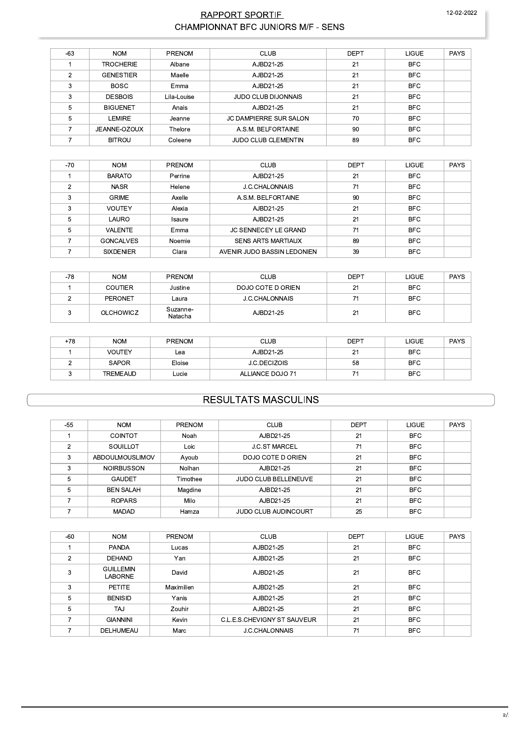# RAPPORT SPORTIF

## CHAMPIONNAT BFC JUNIORS M/F - SENS

| -63 | NOM | PRENOM | CLUB | DEPT | LIGUE | PAYS |
|---|---|---|---|---|---|---|
| 1 | TROCHERIE | Albane | AJBD21-25 | 21 | BFC | |
| 2 | GENESTIER | Maelle | AJBD21-25 | 21 | BFC | |
| 3 | BOSC | Emma | AJBD21-25 | 21 | BFC | |
| 3 | DESBOIS | Lila-Louise | JUDO CLUB DIJONNAIS | 21 | BFC | |
| 5 | BIGUENET | Anais | AJBD21-25 | 21 | BFC | |
| 5 | LEMIRE | Jeanne | JC DAMPIERRE SUR SALON | 70 | BFC | |
| 7 | JEANNE-OZOUX | Thelore | A.S.M. BELFORTAINE | 90 | BFC | |
| 7 | BITROU | Coleene | JUDO CLUB CLEMENTIN | 89 | BFC | |

| -70 | NOM | PRENOM | CLUB | DEPT | LIGUE | PAYS |
|---|---|---|---|---|---|---|
| 1 | BARATO | Perrine | AJBD21-25 | 21 | BFC | |
| 2 | NASR | Helene | J.C.CHALONNAIS | 71 | BFC | |
| 3 | GRIME | Axelle | A.S.M. BELFORTAINE | 90 | BFC | |
| 3 | VOUTEY | Alexia | AJBD21-25 | 21 | BFC | |
| 5 | LAURO | Isaure | AJBD21-25 | 21 | BFC | |
| 5 | VALENTE | Emma | JC SENNECEY LE GRAND | 71 | BFC | |
| 7 | GONCALVES | Noemie | SENS ARTS MARTIAUX | 89 | BFC | |
| 7 | SIXDENIER | Clara | AVENIR JUDO BASSIN LEDONIEN | 39 | BFC | |

| -78 | NOM | PRENOM | CLUB | DEPT | LIGUE | PAYS |
|---|---|---|---|---|---|---|
| 1 | COUTIER | Justine | DOJO COTE D ORIEN | 21 | BFC | |
| 2 | PERONET | Laura | J.C.CHALONNAIS | 71 | BFC | |
| 3 | OLCHOWICZ | Suzanne-Natacha | AJBD21-25 | 21 | BFC | |

| +78 | NOM | PRENOM | CLUB | DEPT | LIGUE | PAYS |
|---|---|---|---|---|---|---|
| 1 | VOUTEY | Lea | AJBD21-25 | 21 | BFC | |
| 2 | SAPOR | Eloise | J.C.DECIZOIS | 58 | BFC | |
| 3 | TREMEAUD | Lucie | ALLIANCE DOJO 71 | 71 | BFC | |

## RESULTATS MASCULINS

| -55 | NOM | PRENOM | CLUB | DEPT | LIGUE | PAYS |
|---|---|---|---|---|---|---|
| 1 | COINTOT | Noah | AJBD21-25 | 21 | BFC | |
| 2 | SOUILLOT | Loic | J.C.ST MARCEL | 71 | BFC | |
| 3 | ABDOULMOUSLIMOV | Ayoub | DOJO COTE D ORIEN | 21 | BFC | |
| 3 | NOIRBUSSON | Nolhan | AJBD21-25 | 21 | BFC | |
| 5 | GAUDET | Timothee | JUDO CLUB BELLENEUVE | 21 | BFC | |
| 5 | BEN SALAH | Magdine | AJBD21-25 | 21 | BFC | |
| 7 | ROPARS | Milo | AJBD21-25 | 21 | BFC | |
| 7 | MADAD | Hamza | JUDO CLUB AUDINCOURT | 25 | BFC | |

| -60 | NOM | PRENOM | CLUB | DEPT | LIGUE | PAYS |
|---|---|---|---|---|---|---|
| 1 | PANDA | Lucas | AJBD21-25 | 21 | BFC | |
| 2 | DEHAND | Yan | AJBD21-25 | 21 | BFC | |
| 3 | GUILLEMIN LABORNE | David | AJBD21-25 | 21 | BFC | |
| 3 | PETITE | Maximilien | AJBD21-25 | 21 | BFC | |
| 5 | BENISID | Yanis | AJBD21-25 | 21 | BFC | |
| 5 | TAJ | Zouhir | AJBD21-25 | 21 | BFC | |
| 7 | GIANNINI | Kevin | C.L.E.S.CHEVIGNY ST SAUVEUR | 21 | BFC | |
| 7 | DELHUMEAU | Marc | J.C.CHALONNAIS | 71 | BFC | |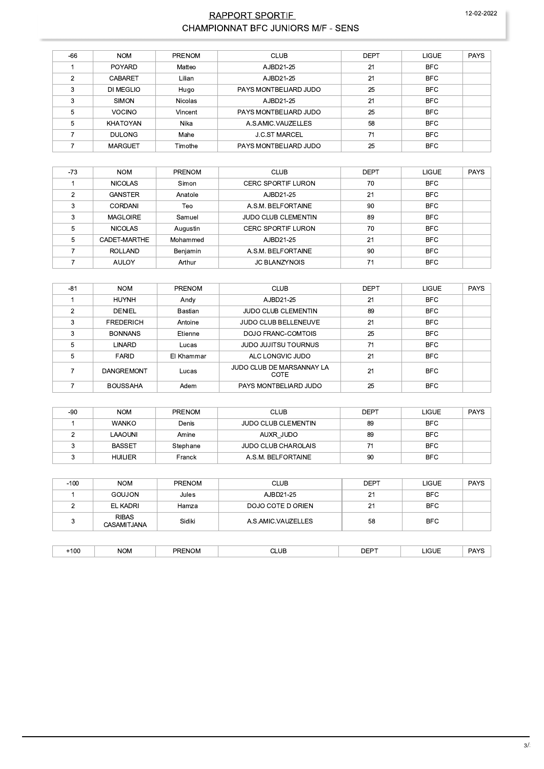# RAPPORT SPORTIF

## CHAMPIONNAT BFC JUNIORS M/F - SENS

| -66 | NOM | PRENOM | CLUB | DEPT | LIGUE | PAYS |
|---|---|---|---|---|---|---|
| 1 | POYARD | Matteo | AJBD21-25 | 21 | BFC | |
| 2 | CABARET | Lilian | AJBD21-25 | 21 | BFC | |
| 3 | DI MEGLIO | Hugo | PAYS MONTBELIARD JUDO | 25 | BFC | |
| 3 | SIMON | Nicolas | AJBD21-25 | 21 | BFC | |
| 5 | VOCINO | Vincent | PAYS MONTBELIARD JUDO | 25 | BFC | |
| 5 | KHATOYAN | Nika | A.S.AMIC.VAUZELLES | 58 | BFC | |
| 7 | DULONG | Mahe | J.C.ST MARCEL | 71 | BFC | |
| 7 | MARGUET | Timothe | PAYS MONTBELIARD JUDO | 25 | BFC | |

| -73 | NOM | PRENOM | CLUB | DEPT | LIGUE | PAYS |
|---|---|---|---|---|---|---|
| 1 | NICOLAS | Simon | CERC SPORTIF LURON | 70 | BFC | |
| 2 | GANSTER | Anatole | AJBD21-25 | 21 | BFC | |
| 3 | CORDANI | Teo | A.S.M. BELFORTAINE | 90 | BFC | |
| 3 | MAGLOIRE | Samuel | JUDO CLUB CLEMENTIN | 89 | BFC | |
| 5 | NICOLAS | Augustin | CERC SPORTIF LURON | 70 | BFC | |
| 5 | CADET-MARTHE | Mohammed | AJBD21-25 | 21 | BFC | |
| 7 | ROLLAND | Benjamin | A.S.M. BELFORTAINE | 90 | BFC | |
| 7 | AULOY | Arthur | JC BLANZYNOIS | 71 | BFC | |

| -81 | NOM | PRENOM | CLUB | DEPT | LIGUE | PAYS |
|---|---|---|---|---|---|---|
| 1 | HUYNH | Andy | AJBD21-25 | 21 | BFC | |
| 2 | DENIEL | Bastian | JUDO CLUB CLEMENTIN | 89 | BFC | |
| 3 | FREDERICH | Antoine | JUDO CLUB BELLENEUVE | 21 | BFC | |
| 3 | BONNANS | Etienne | DOJO FRANC-COMTOIS | 25 | BFC | |
| 5 | LINARD | Lucas | JUDO JUJITSU TOURNUS | 71 | BFC | |
| 5 | FARID | El Khammar | ALC LONGVIC JUDO | 21 | BFC | |
| 7 | DANGREMONT | Lucas | JUDO CLUB DE MARSANNAY LA COTE | 21 | BFC | |
| 7 | BOUSSAHA | Adem | PAYS MONTBELIARD JUDO | 25 | BFC | |

| -90 | NOM | PRENOM | CLUB | DEPT | LIGUE | PAYS |
|---|---|---|---|---|---|---|
| 1 | WANKO | Denis | JUDO CLUB CLEMENTIN | 89 | BFC | |
| 2 | LAAOUNI | Amine | AUXR_JUDO | 89 | BFC | |
| 3 | BASSET | Stephane | JUDO CLUB CHAROLAIS | 71 | BFC | |
| 3 | HUILIER | Franck | A.S.M. BELFORTAINE | 90 | BFC | |

| -100 | NOM | PRENOM | CLUB | DEPT | LIGUE | PAYS |
|---|---|---|---|---|---|---|
| 1 | GOUJON | Jules | AJBD21-25 | 21 | BFC | |
| 2 | EL KADRI | Hamza | DOJO COTE D ORIEN | 21 | BFC | |
| 3 | RIBAS CASAMITJANA | Sidiki | A.S.AMIC.VAUZELLES | 58 | BFC | |

| +100 | NOM | PRENOM | CLUB | DEPT | LIGUE | PAYS |
|---|---|---|---|---|---|---|